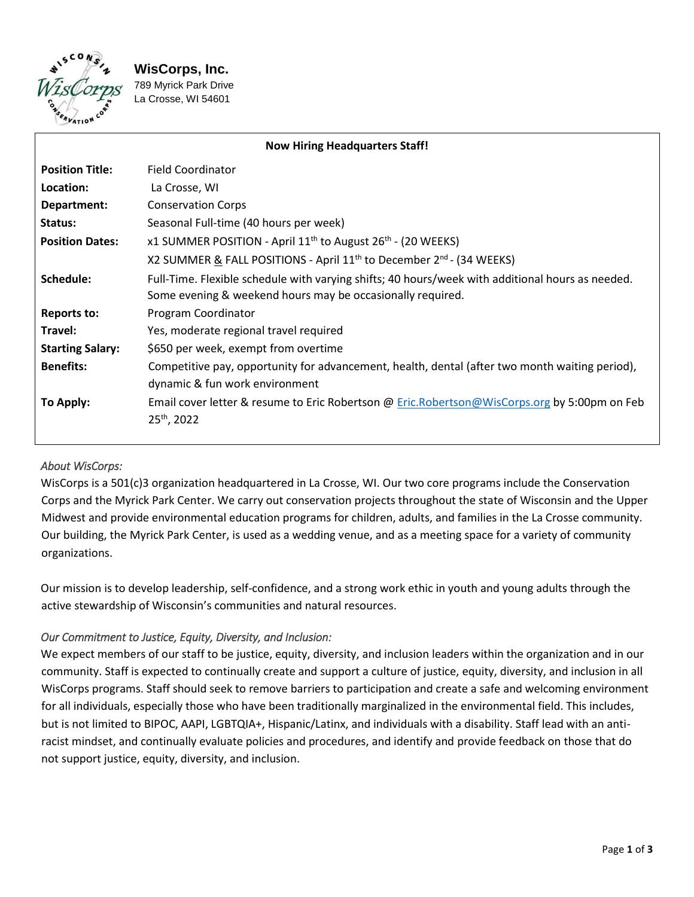**WisCorps, Inc.**
789 Myrick Park Drive
La Crosse, WI 54601

**Now Hiring Headquarters Staff!**

| | |
|---|---|
| **Position Title:** | Field Coordinator |
| **Location:** | La Crosse, WI |
| **Department:** | Conservation Corps |
| **Status:** | Seasonal Full-time (40 hours per week) |
| **Position Dates:** | x1 SUMMER POSITION - April 11th to August 26th - (20 WEEKS)<br>X2 SUMMER & FALL POSITIONS - April 11th to December 2nd - (34 WEEKS) |
| **Schedule:** | Full-Time. Flexible schedule with varying shifts; 40 hours/week with additional hours as needed. Some evening & weekend hours may be occasionally required. |
| **Reports to:** | Program Coordinator |
| **Travel:** | Yes, moderate regional travel required |
| **Starting Salary:** | $650 per week, exempt from overtime |
| **Benefits:** | Competitive pay, opportunity for advancement, health, dental (after two month waiting period), dynamic & fun work environment |
| **To Apply:** | Email cover letter & resume to Eric Robertson @ Eric.Robertson@WisCorps.org by 5:00pm on Feb 25th, 2022 |

*About WisCorps:*

WisCorps is a 501(c)3 organization headquartered in La Crosse, WI. Our two core programs include the Conservation Corps and the Myrick Park Center. We carry out conservation projects throughout the state of Wisconsin and the Upper Midwest and provide environmental education programs for children, adults, and families in the La Crosse community. Our building, the Myrick Park Center, is used as a wedding venue, and as a meeting space for a variety of community organizations.

Our mission is to develop leadership, self-confidence, and a strong work ethic in youth and young adults through the active stewardship of Wisconsin's communities and natural resources.

*Our Commitment to Justice, Equity, Diversity, and Inclusion:*

We expect members of our staff to be justice, equity, diversity, and inclusion leaders within the organization and in our community. Staff is expected to continually create and support a culture of justice, equity, diversity, and inclusion in all WisCorps programs. Staff should seek to remove barriers to participation and create a safe and welcoming environment for all individuals, especially those who have been traditionally marginalized in the environmental field. This includes, but is not limited to BIPOC, AAPI, LGBTQIA+, Hispanic/Latinx, and individuals with a disability. Staff lead with an anti-racist mindset, and continually evaluate policies and procedures, and identify and provide feedback on those that do not support justice, equity, diversity, and inclusion.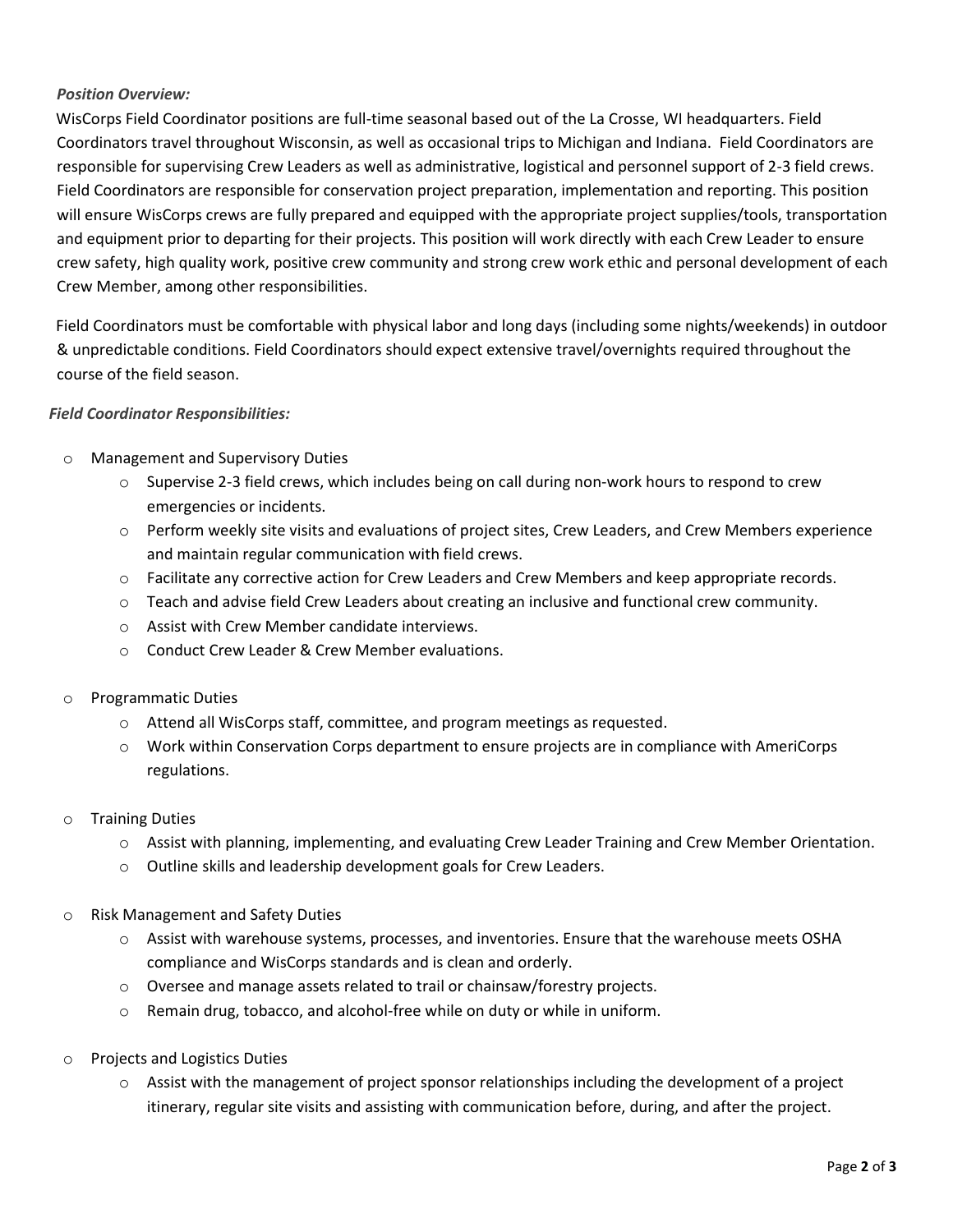***Position Overview:***

WisCorps Field Coordinator positions are full-time seasonal based out of the La Crosse, WI headquarters. Field Coordinators travel throughout Wisconsin, as well as occasional trips to Michigan and Indiana. Field Coordinators are responsible for supervising Crew Leaders as well as administrative, logistical and personnel support of 2-3 field crews. Field Coordinators are responsible for conservation project preparation, implementation and reporting. This position will ensure WisCorps crews are fully prepared and equipped with the appropriate project supplies/tools, transportation and equipment prior to departing for their projects. This position will work directly with each Crew Leader to ensure crew safety, high quality work, positive crew community and strong crew work ethic and personal development of each Crew Member, among other responsibilities.

Field Coordinators must be comfortable with physical labor and long days (including some nights/weekends) in outdoor & unpredictable conditions. Field Coordinators should expect extensive travel/overnights required throughout the course of the field season.

***Field Coordinator Responsibilities:***

- Management and Supervisory Duties
  - Supervise 2-3 field crews, which includes being on call during non-work hours to respond to crew emergencies or incidents.
  - Perform weekly site visits and evaluations of project sites, Crew Leaders, and Crew Members experience and maintain regular communication with field crews.
  - Facilitate any corrective action for Crew Leaders and Crew Members and keep appropriate records.
  - Teach and advise field Crew Leaders about creating an inclusive and functional crew community.
  - Assist with Crew Member candidate interviews.
  - Conduct Crew Leader & Crew Member evaluations.
- Programmatic Duties
  - Attend all WisCorps staff, committee, and program meetings as requested.
  - Work within Conservation Corps department to ensure projects are in compliance with AmeriCorps regulations.
- Training Duties
  - Assist with planning, implementing, and evaluating Crew Leader Training and Crew Member Orientation.
  - Outline skills and leadership development goals for Crew Leaders.
- Risk Management and Safety Duties
  - Assist with warehouse systems, processes, and inventories. Ensure that the warehouse meets OSHA compliance and WisCorps standards and is clean and orderly.
  - Oversee and manage assets related to trail or chainsaw/forestry projects.
  - Remain drug, tobacco, and alcohol-free while on duty or while in uniform.
- Projects and Logistics Duties
  - Assist with the management of project sponsor relationships including the development of a project itinerary, regular site visits and assisting with communication before, during, and after the project.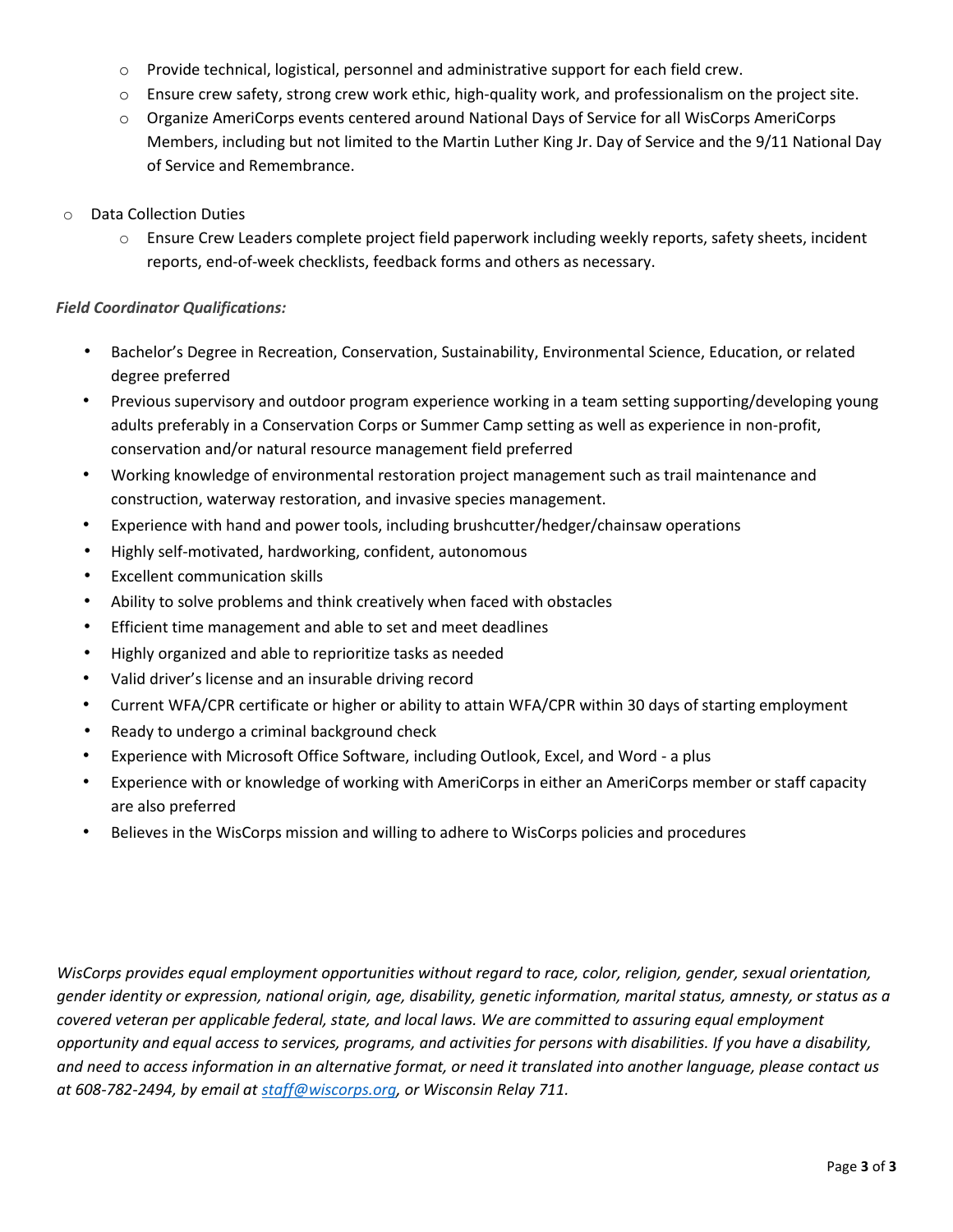- Provide technical, logistical, personnel and administrative support for each field crew.
  - Ensure crew safety, strong crew work ethic, high-quality work, and professionalism on the project site.
  - Organize AmeriCorps events centered around National Days of Service for all WisCorps AmeriCorps Members, including but not limited to the Martin Luther King Jr. Day of Service and the 9/11 National Day of Service and Remembrance.
- Data Collection Duties
  - Ensure Crew Leaders complete project field paperwork including weekly reports, safety sheets, incident reports, end-of-week checklists, feedback forms and others as necessary.

***Field Coordinator Qualifications:***

- Bachelor's Degree in Recreation, Conservation, Sustainability, Environmental Science, Education, or related degree preferred
- Previous supervisory and outdoor program experience working in a team setting supporting/developing young adults preferably in a Conservation Corps or Summer Camp setting as well as experience in non-profit, conservation and/or natural resource management field preferred
- Working knowledge of environmental restoration project management such as trail maintenance and construction, waterway restoration, and invasive species management.
- Experience with hand and power tools, including brushcutter/hedger/chainsaw operations
- Highly self-motivated, hardworking, confident, autonomous
- Excellent communication skills
- Ability to solve problems and think creatively when faced with obstacles
- Efficient time management and able to set and meet deadlines
- Highly organized and able to reprioritize tasks as needed
- Valid driver's license and an insurable driving record
- Current WFA/CPR certificate or higher or ability to attain WFA/CPR within 30 days of starting employment
- Ready to undergo a criminal background check
- Experience with Microsoft Office Software, including Outlook, Excel, and Word - a plus
- Experience with or knowledge of working with AmeriCorps in either an AmeriCorps member or staff capacity are also preferred
- Believes in the WisCorps mission and willing to adhere to WisCorps policies and procedures

*WisCorps provides equal employment opportunities without regard to race, color, religion, gender, sexual orientation, gender identity or expression, national origin, age, disability, genetic information, marital status, amnesty, or status as a covered veteran per applicable federal, state, and local laws. We are committed to assuring equal employment opportunity and equal access to services, programs, and activities for persons with disabilities. If you have a disability, and need to access information in an alternative format, or need it translated into another language, please contact us at 608-782-2494, by email at [staff@wiscorps.org](mailto:staff@wiscorps.org), or Wisconsin Relay 711.*